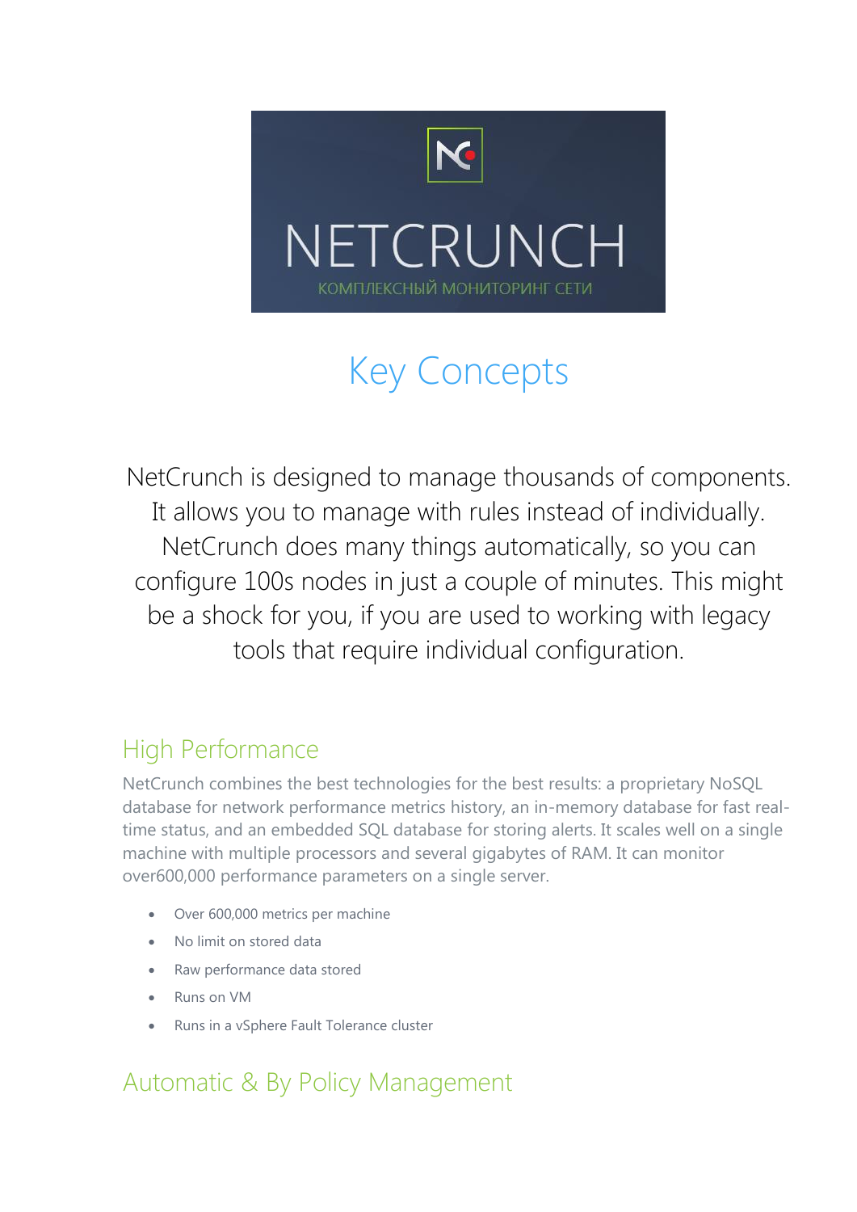NETCRUNCH

КОМПЛЕКСНЫЙ МОНИТОРИНГ СЕТИ

# Key Concepts

NetCrunch is designed to manage thousands of components. It allows you to manage with rules instead of individually. NetCrunch does many things automatically, so you can configure 100s nodes in just a couple of minutes. This might be a shock for you, if you are used to working with legacy tools that require individual configuration.

## High Performance

NetCrunch combines the best technologies for the best results: a proprietary NoSQL database for network performance metrics history, an in-memory database for fast real-time status, and an embedded SQL database for storing alerts. It scales well on a single machine with multiple processors and several gigabytes of RAM. It can monitor over600,000 performance parameters on a single server.

- Over 600,000 metrics per machine
- No limit on stored data
- Raw performance data stored
- Runs on VM
- Runs in a vSphere Fault Tolerance cluster

## Automatic & By Policy Management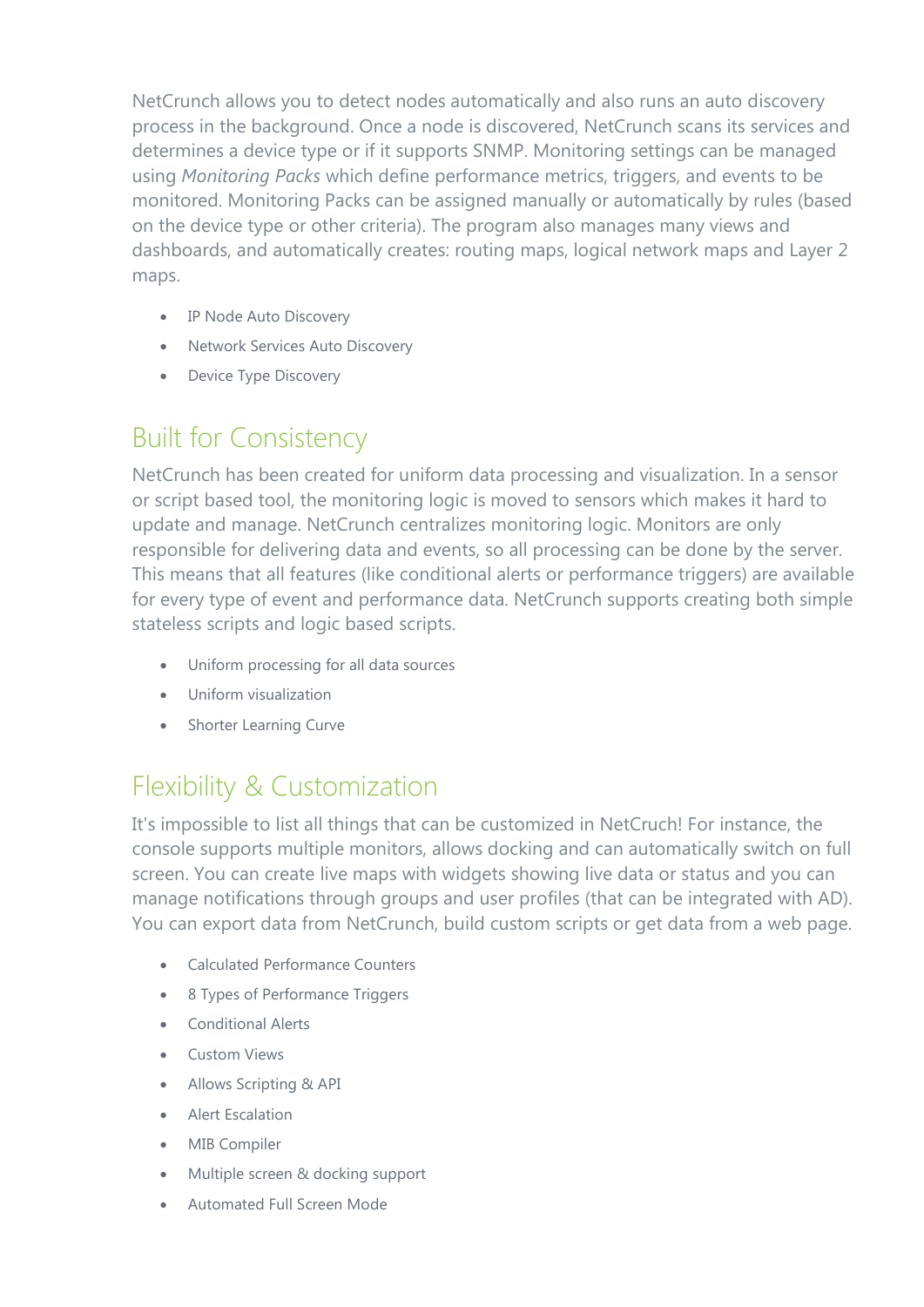NetCrunch allows you to detect nodes automatically and also runs an auto discovery process in the background. Once a node is discovered, NetCrunch scans its services and determines a device type or if it supports SNMP. Monitoring settings can be managed using *Monitoring Packs* which define performance metrics, triggers, and events to be monitored. Monitoring Packs can be assigned manually or automatically by rules (based on the device type or other criteria). The program also manages many views and dashboards, and automatically creates: routing maps, logical network maps and Layer 2 maps.

- IP Node Auto Discovery
- Network Services Auto Discovery
- Device Type Discovery

## Built for Consistency

NetCrunch has been created for uniform data processing and visualization. In a sensor or script based tool, the monitoring logic is moved to sensors which makes it hard to update and manage. NetCrunch centralizes monitoring logic. Monitors are only responsible for delivering data and events, so all processing can be done by the server. This means that all features (like conditional alerts or performance triggers) are available for every type of event and performance data. NetCrunch supports creating both simple stateless scripts and logic based scripts.

- Uniform processing for all data sources
- Uniform visualization
- Shorter Learning Curve

## Flexibility & Customization

It's impossible to list all things that can be customized in NetCruch! For instance, the console supports multiple monitors, allows docking and can automatically switch on full screen. You can create live maps with widgets showing live data or status and you can manage notifications through groups and user profiles (that can be integrated with AD). You can export data from NetCrunch, build custom scripts or get data from a web page.

- Calculated Performance Counters
- 8 Types of Performance Triggers
- Conditional Alerts
- Custom Views
- Allows Scripting & API
- Alert Escalation
- MIB Compiler
- Multiple screen & docking support
- Automated Full Screen Mode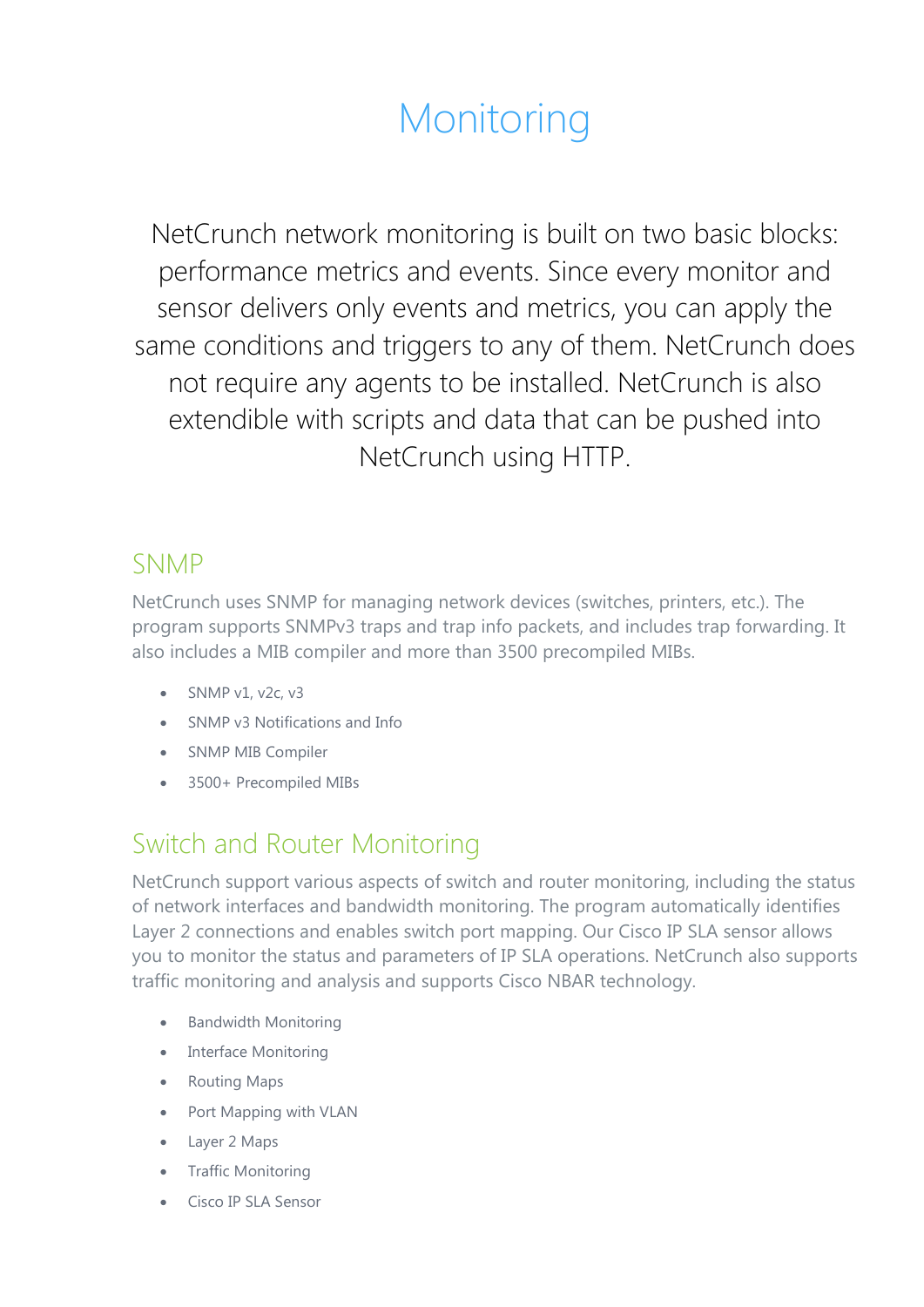# Monitoring

NetCrunch network monitoring is built on two basic blocks: performance metrics and events. Since every monitor and sensor delivers only events and metrics, you can apply the same conditions and triggers to any of them. NetCrunch does not require any agents to be installed. NetCrunch is also extendible with scripts and data that can be pushed into NetCrunch using HTTP.

## SNMP

NetCrunch uses SNMP for managing network devices (switches, printers, etc.). The program supports SNMPv3 traps and trap info packets, and includes trap forwarding. It also includes a MIB compiler and more than 3500 precompiled MIBs.

- SNMP v1, v2c, v3
- SNMP v3 Notifications and Info
- SNMP MIB Compiler
- 3500+ Precompiled MIBs

## Switch and Router Monitoring

NetCrunch support various aspects of switch and router monitoring, including the status of network interfaces and bandwidth monitoring. The program automatically identifies Layer 2 connections and enables switch port mapping. Our Cisco IP SLA sensor allows you to monitor the status and parameters of IP SLA operations. NetCrunch also supports traffic monitoring and analysis and supports Cisco NBAR technology.

- Bandwidth Monitoring
- Interface Monitoring
- Routing Maps
- Port Mapping with VLAN
- Layer 2 Maps
- Traffic Monitoring
- Cisco IP SLA Sensor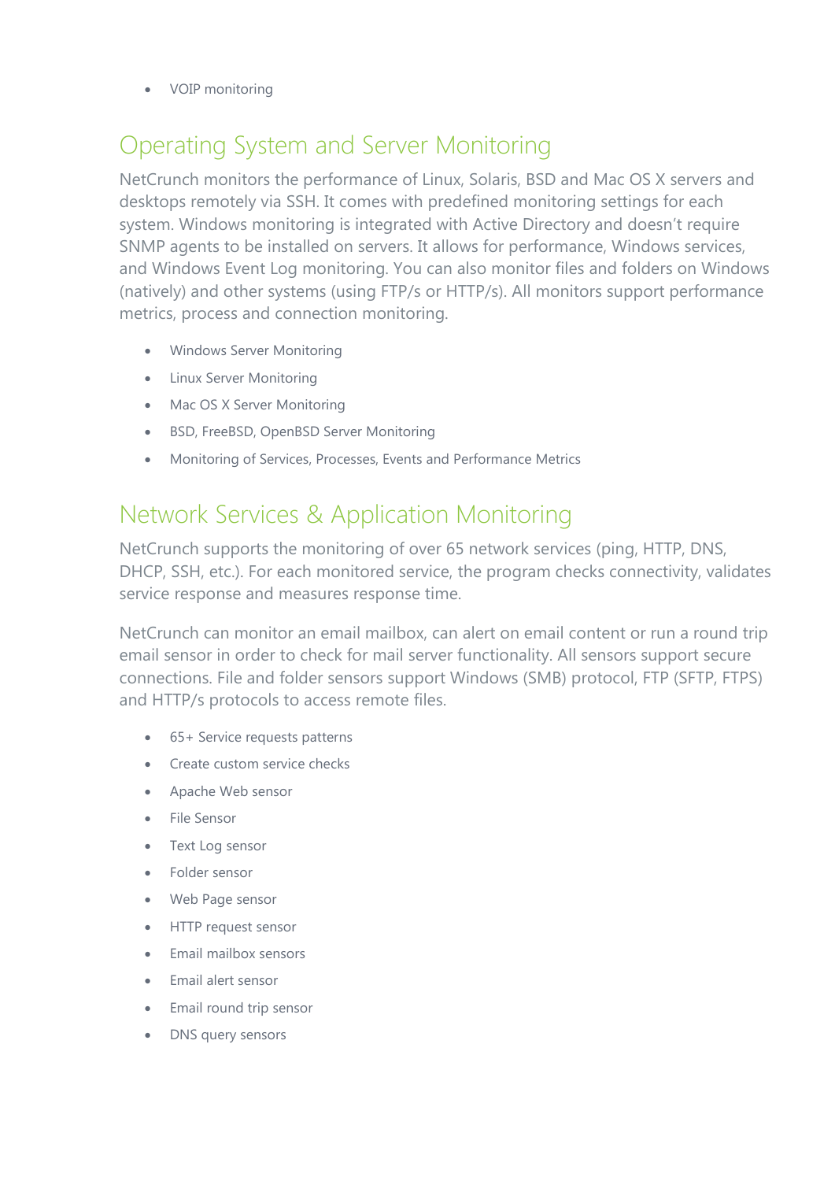- VOIP monitoring

## Operating System and Server Monitoring

NetCrunch monitors the performance of Linux, Solaris, BSD and Mac OS X servers and desktops remotely via SSH. It comes with predefined monitoring settings for each system. Windows monitoring is integrated with Active Directory and doesn't require SNMP agents to be installed on servers. It allows for performance, Windows services, and Windows Event Log monitoring. You can also monitor files and folders on Windows (natively) and other systems (using FTP/s or HTTP/s). All monitors support performance metrics, process and connection monitoring.

- Windows Server Monitoring
- Linux Server Monitoring
- Mac OS X Server Monitoring
- BSD, FreeBSD, OpenBSD Server Monitoring
- Monitoring of Services, Processes, Events and Performance Metrics

## Network Services & Application Monitoring

NetCrunch supports the monitoring of over 65 network services (ping, HTTP, DNS, DHCP, SSH, etc.). For each monitored service, the program checks connectivity, validates service response and measures response time.

NetCrunch can monitor an email mailbox, can alert on email content or run a round trip email sensor in order to check for mail server functionality. All sensors support secure connections. File and folder sensors support Windows (SMB) protocol, FTP (SFTP, FTPS) and HTTP/s protocols to access remote files.

- 65+ Service requests patterns
- Create custom service checks
- Apache Web sensor
- File Sensor
- Text Log sensor
- Folder sensor
- Web Page sensor
- HTTP request sensor
- Email mailbox sensors
- Email alert sensor
- Email round trip sensor
- DNS query sensors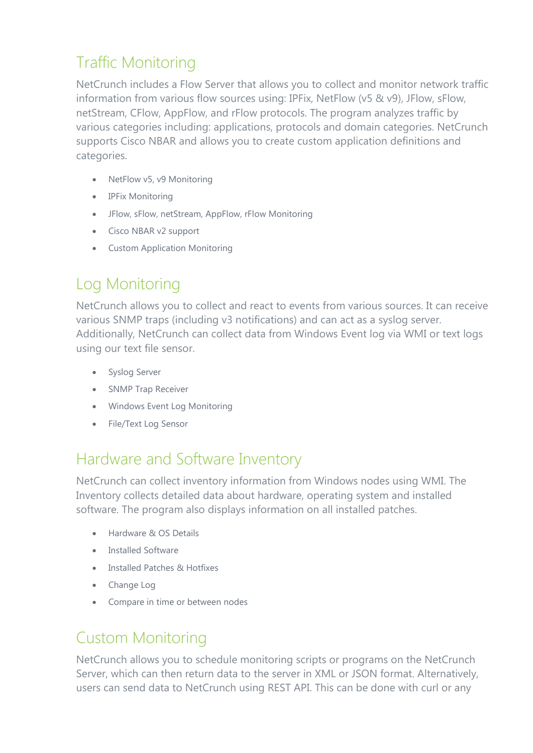## Traffic Monitoring

NetCrunch includes a Flow Server that allows you to collect and monitor network traffic information from various flow sources using: IPFix, NetFlow (v5 & v9), JFlow, sFlow, netStream, CFlow, AppFlow, and rFlow protocols. The program analyzes traffic by various categories including: applications, protocols and domain categories. NetCrunch supports Cisco NBAR and allows you to create custom application definitions and categories.

- NetFlow v5, v9 Monitoring
- IPFix Monitoring
- JFlow, sFlow, netStream, AppFlow, rFlow Monitoring
- Cisco NBAR v2 support
- Custom Application Monitoring

## Log Monitoring

NetCrunch allows you to collect and react to events from various sources. It can receive various SNMP traps (including v3 notifications) and can act as a syslog server. Additionally, NetCrunch can collect data from Windows Event log via WMI or text logs using our text file sensor.

- Syslog Server
- SNMP Trap Receiver
- Windows Event Log Monitoring
- File/Text Log Sensor

## Hardware and Software Inventory

NetCrunch can collect inventory information from Windows nodes using WMI. The Inventory collects detailed data about hardware, operating system and installed software. The program also displays information on all installed patches.

- Hardware & OS Details
- Installed Software
- Installed Patches & Hotfixes
- Change Log
- Compare in time or between nodes

## Custom Monitoring

NetCrunch allows you to schedule monitoring scripts or programs on the NetCrunch Server, which can then return data to the server in XML or JSON format. Alternatively, users can send data to NetCrunch using REST API. This can be done with curl or any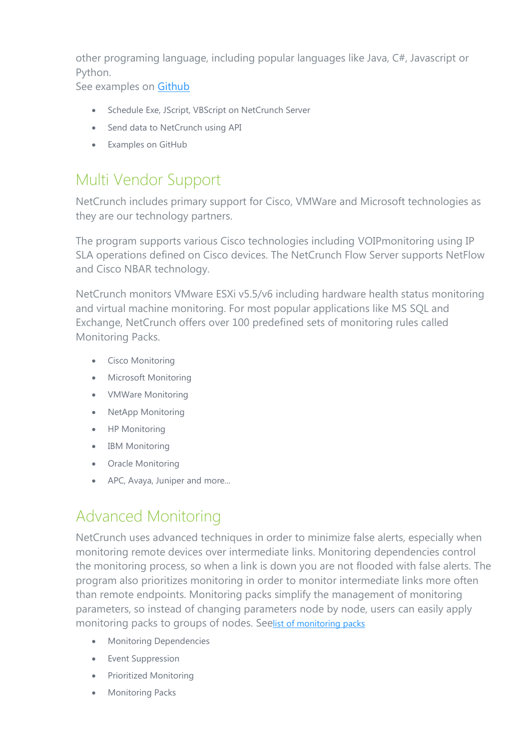other programing language, including popular languages like Java, C#, Javascript or Python.
See examples on [Github](#)

- Schedule Exe, JScript, VBScript on NetCrunch Server
- Send data to NetCrunch using API
- Examples on GitHub

## Multi Vendor Support

NetCrunch includes primary support for Cisco, VMWare and Microsoft technologies as they are our technology partners.

The program supports various Cisco technologies including VOIPmonitoring using IP SLA operations defined on Cisco devices. The NetCrunch Flow Server supports NetFlow and Cisco NBAR technology.

NetCrunch monitors VMware ESXi v5.5/v6 including hardware health status monitoring and virtual machine monitoring. For most popular applications like MS SQL and Exchange, NetCrunch offers over 100 predefined sets of monitoring rules called Monitoring Packs.

- Cisco Monitoring
- Microsoft Monitoring
- VMWare Monitoring
- NetApp Monitoring
- HP Monitoring
- IBM Monitoring
- Oracle Monitoring
- APC, Avaya, Juniper and more...

## Advanced Monitoring

NetCrunch uses advanced techniques in order to minimize false alerts, especially when monitoring remote devices over intermediate links. Monitoring dependencies control the monitoring process, so when a link is down you are not flooded with false alerts. The program also prioritizes monitoring in order to monitor intermediate links more often than remote endpoints. Monitoring packs simplify the management of monitoring parameters, so instead of changing parameters node by node, users can easily apply monitoring packs to groups of nodes. See[list of monitoring packs](#)

- Monitoring Dependencies
- Event Suppression
- Prioritized Monitoring
- Monitoring Packs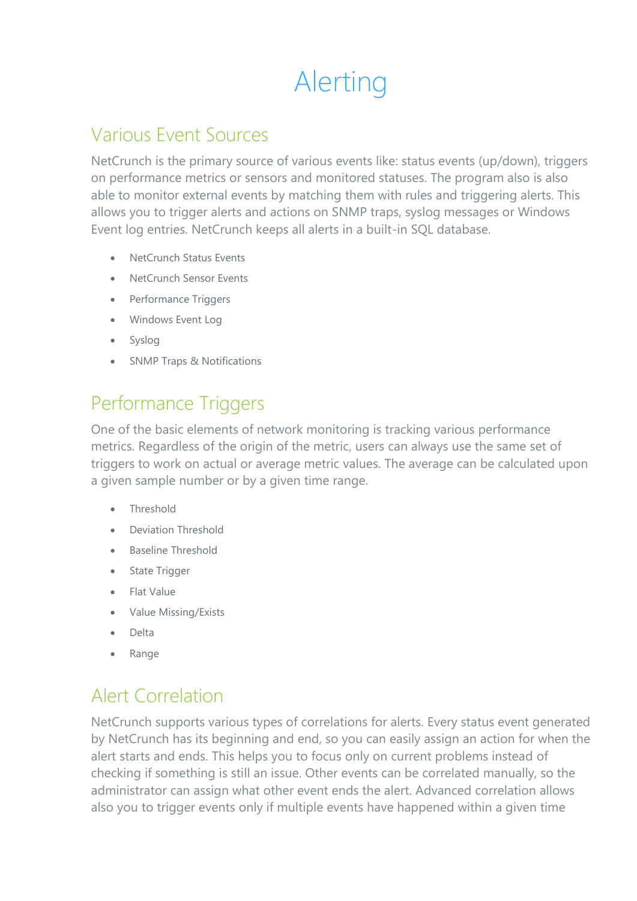# Alerting

## Various Event Sources

NetCrunch is the primary source of various events like: status events (up/down), triggers on performance metrics or sensors and monitored statuses. The program also is also able to monitor external events by matching them with rules and triggering alerts. This allows you to trigger alerts and actions on SNMP traps, syslog messages or Windows Event log entries. NetCrunch keeps all alerts in a built-in SQL database.

- NetCrunch Status Events
- NetCrunch Sensor Events
- Performance Triggers
- Windows Event Log
- Syslog
- SNMP Traps & Notifications

## Performance Triggers

One of the basic elements of network monitoring is tracking various performance metrics. Regardless of the origin of the metric, users can always use the same set of triggers to work on actual or average metric values. The average can be calculated upon a given sample number or by a given time range.

- Threshold
- Deviation Threshold
- Baseline Threshold
- State Trigger
- Flat Value
- Value Missing/Exists
- Delta
- Range

## Alert Correlation

NetCrunch supports various types of correlations for alerts. Every status event generated by NetCrunch has its beginning and end, so you can easily assign an action for when the alert starts and ends. This helps you to focus only on current problems instead of checking if something is still an issue. Other events can be correlated manually, so the administrator can assign what other event ends the alert. Advanced correlation allows also you to trigger events only if multiple events have happened within a given time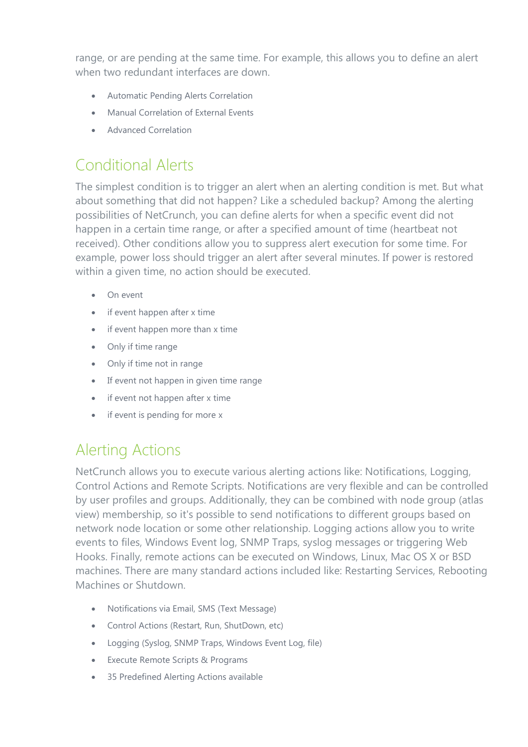range, or are pending at the same time. For example, this allows you to define an alert when two redundant interfaces are down.

- Automatic Pending Alerts Correlation
- Manual Correlation of External Events
- Advanced Correlation

## Conditional Alerts

The simplest condition is to trigger an alert when an alerting condition is met. But what about something that did not happen? Like a scheduled backup? Among the alerting possibilities of NetCrunch, you can define alerts for when a specific event did not happen in a certain time range, or after a specified amount of time (heartbeat not received). Other conditions allow you to suppress alert execution for some time. For example, power loss should trigger an alert after several minutes. If power is restored within a given time, no action should be executed.

- On event
- if event happen after x time
- if event happen more than x time
- Only if time range
- Only if time not in range
- If event not happen in given time range
- if event not happen after x time
- if event is pending for more x

## Alerting Actions

NetCrunch allows you to execute various alerting actions like: Notifications, Logging, Control Actions and Remote Scripts. Notifications are very flexible and can be controlled by user profiles and groups. Additionally, they can be combined with node group (atlas view) membership, so it's possible to send notifications to different groups based on network node location or some other relationship. Logging actions allow you to write events to files, Windows Event log, SNMP Traps, syslog messages or triggering Web Hooks. Finally, remote actions can be executed on Windows, Linux, Mac OS X or BSD machines. There are many standard actions included like: Restarting Services, Rebooting Machines or Shutdown.

- Notifications via Email, SMS (Text Message)
- Control Actions (Restart, Run, ShutDown, etc)
- Logging (Syslog, SNMP Traps, Windows Event Log, file)
- Execute Remote Scripts & Programs
- 35 Predefined Alerting Actions available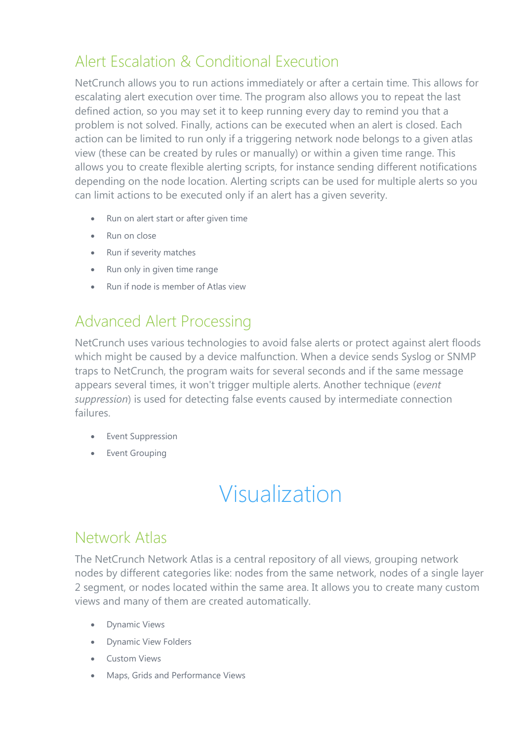## Alert Escalation & Conditional Execution

NetCrunch allows you to run actions immediately or after a certain time. This allows for escalating alert execution over time. The program also allows you to repeat the last defined action, so you may set it to keep running every day to remind you that a problem is not solved. Finally, actions can be executed when an alert is closed. Each action can be limited to run only if a triggering network node belongs to a given atlas view (these can be created by rules or manually) or within a given time range. This allows you to create flexible alerting scripts, for instance sending different notifications depending on the node location. Alerting scripts can be used for multiple alerts so you can limit actions to be executed only if an alert has a given severity.

- Run on alert start or after given time
- Run on close
- Run if severity matches
- Run only in given time range
- Run if node is member of Atlas view

## Advanced Alert Processing

NetCrunch uses various technologies to avoid false alerts or protect against alert floods which might be caused by a device malfunction. When a device sends Syslog or SNMP traps to NetCrunch, the program waits for several seconds and if the same message appears several times, it won't trigger multiple alerts. Another technique (*event suppression*) is used for detecting false events caused by intermediate connection failures.

- Event Suppression
- Event Grouping

# Visualization

## Network Atlas

The NetCrunch Network Atlas is a central repository of all views, grouping network nodes by different categories like: nodes from the same network, nodes of a single layer 2 segment, or nodes located within the same area. It allows you to create many custom views and many of them are created automatically.

- Dynamic Views
- Dynamic View Folders
- Custom Views
- Maps, Grids and Performance Views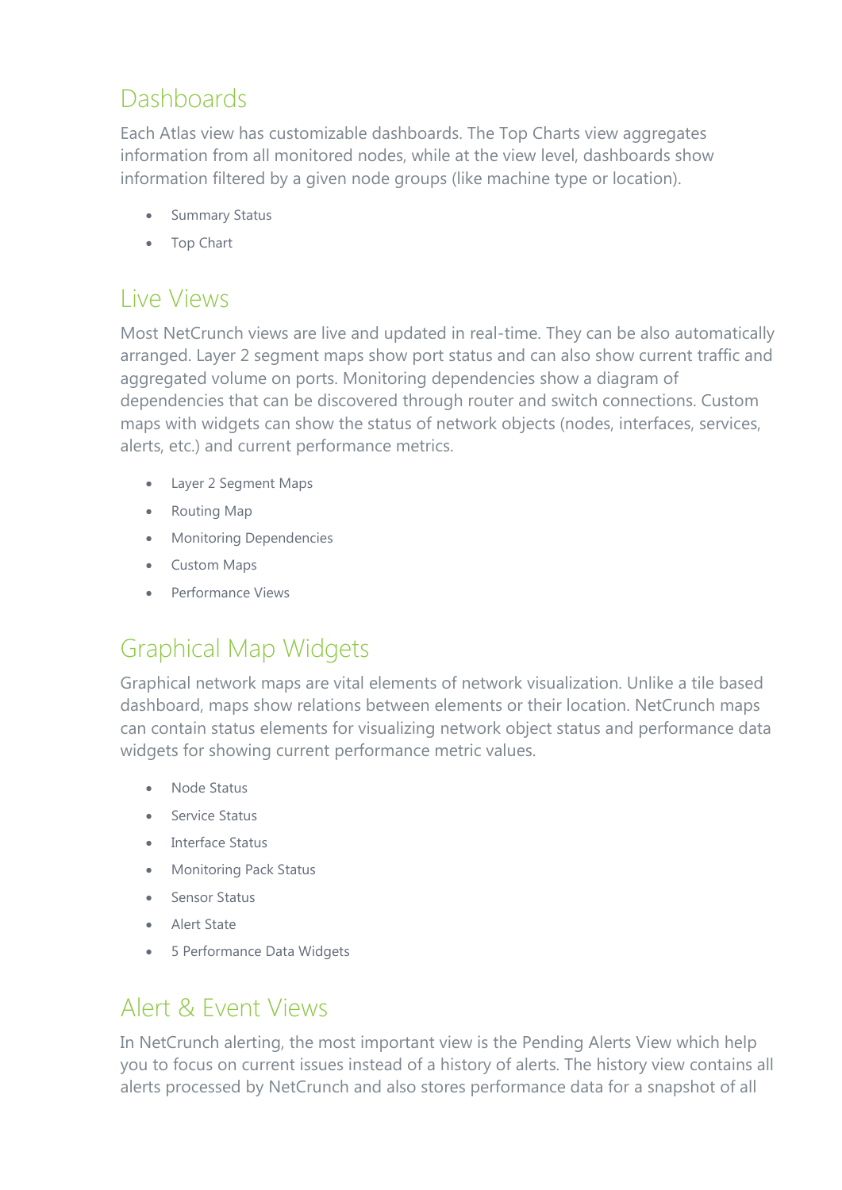## Dashboards

Each Atlas view has customizable dashboards. The Top Charts view aggregates information from all monitored nodes, while at the view level, dashboards show information filtered by a given node groups (like machine type or location).

- Summary Status
- Top Chart

## Live Views

Most NetCrunch views are live and updated in real-time. They can be also automatically arranged. Layer 2 segment maps show port status and can also show current traffic and aggregated volume on ports. Monitoring dependencies show a diagram of dependencies that can be discovered through router and switch connections. Custom maps with widgets can show the status of network objects (nodes, interfaces, services, alerts, etc.) and current performance metrics.

- Layer 2 Segment Maps
- Routing Map
- Monitoring Dependencies
- Custom Maps
- Performance Views

## Graphical Map Widgets

Graphical network maps are vital elements of network visualization. Unlike a tile based dashboard, maps show relations between elements or their location. NetCrunch maps can contain status elements for visualizing network object status and performance data widgets for showing current performance metric values.

- Node Status
- Service Status
- Interface Status
- Monitoring Pack Status
- Sensor Status
- Alert State
- 5 Performance Data Widgets

## Alert & Event Views

In NetCrunch alerting, the most important view is the Pending Alerts View which help you to focus on current issues instead of a history of alerts. The history view contains all alerts processed by NetCrunch and also stores performance data for a snapshot of all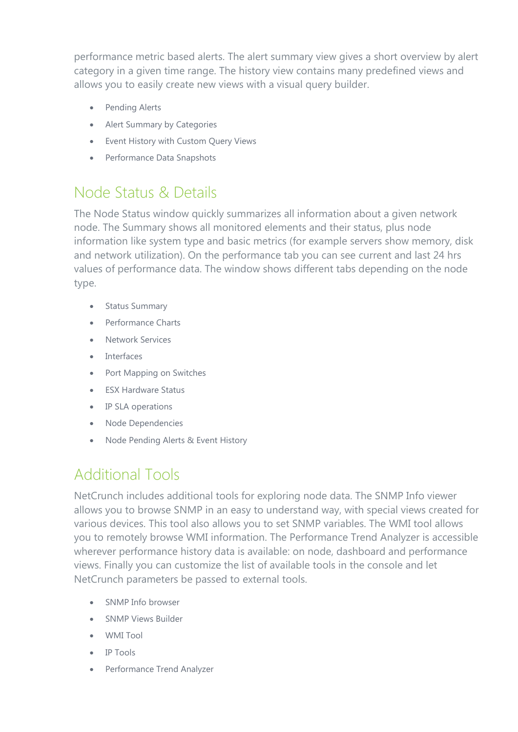performance metric based alerts. The alert summary view gives a short overview by alert category in a given time range. The history view contains many predefined views and allows you to easily create new views with a visual query builder.

- Pending Alerts
- Alert Summary by Categories
- Event History with Custom Query Views
- Performance Data Snapshots

## Node Status & Details

The Node Status window quickly summarizes all information about a given network node. The Summary shows all monitored elements and their status, plus node information like system type and basic metrics (for example servers show memory, disk and network utilization). On the performance tab you can see current and last 24 hrs values of performance data. The window shows different tabs depending on the node type.

- Status Summary
- Performance Charts
- Network Services
- Interfaces
- Port Mapping on Switches
- ESX Hardware Status
- IP SLA operations
- Node Dependencies
- Node Pending Alerts & Event History

## Additional Tools

NetCrunch includes additional tools for exploring node data. The SNMP Info viewer allows you to browse SNMP in an easy to understand way, with special views created for various devices. This tool also allows you to set SNMP variables. The WMI tool allows you to remotely browse WMI information. The Performance Trend Analyzer is accessible wherever performance history data is available: on node, dashboard and performance views. Finally you can customize the list of available tools in the console and let NetCrunch parameters be passed to external tools.

- SNMP Info browser
- SNMP Views Builder
- WMI Tool
- IP Tools
- Performance Trend Analyzer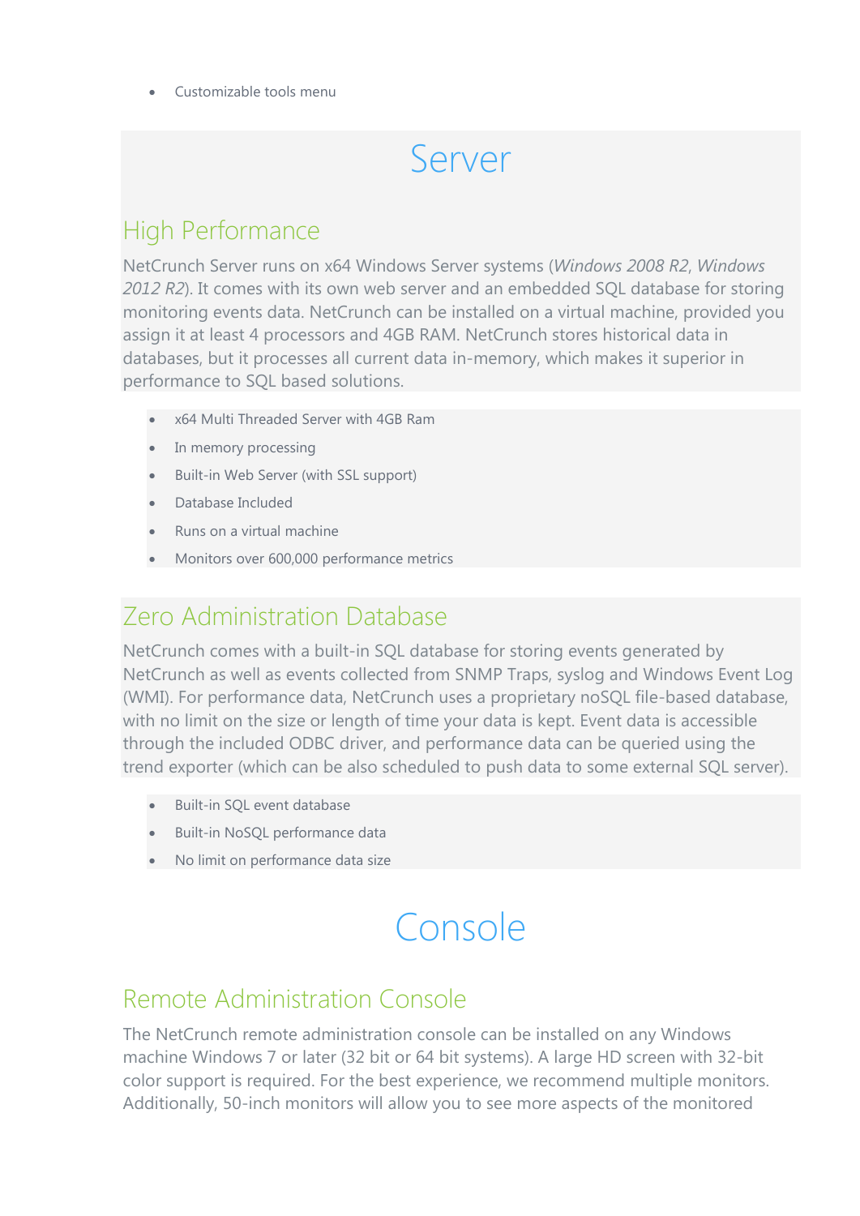- Customizable tools menu

# Server

## High Performance

NetCrunch Server runs on x64 Windows Server systems (*Windows 2008 R2*, *Windows 2012 R2*). It comes with its own web server and an embedded SQL database for storing monitoring events data. NetCrunch can be installed on a virtual machine, provided you assign it at least 4 processors and 4GB RAM. NetCrunch stores historical data in databases, but it processes all current data in-memory, which makes it superior in performance to SQL based solutions.

- x64 Multi Threaded Server with 4GB Ram
- In memory processing
- Built-in Web Server (with SSL support)
- Database Included
- Runs on a virtual machine
- Monitors over 600,000 performance metrics

## Zero Administration Database

NetCrunch comes with a built-in SQL database for storing events generated by NetCrunch as well as events collected from SNMP Traps, syslog and Windows Event Log (WMI). For performance data, NetCrunch uses a proprietary noSQL file-based database, with no limit on the size or length of time your data is kept. Event data is accessible through the included ODBC driver, and performance data can be queried using the trend exporter (which can be also scheduled to push data to some external SQL server).

- Built-in SQL event database
- Built-in NoSQL performance data
- No limit on performance data size

# Console

## Remote Administration Console

The NetCrunch remote administration console can be installed on any Windows machine Windows 7 or later (32 bit or 64 bit systems). A large HD screen with 32-bit color support is required. For the best experience, we recommend multiple monitors. Additionally, 50-inch monitors will allow you to see more aspects of the monitored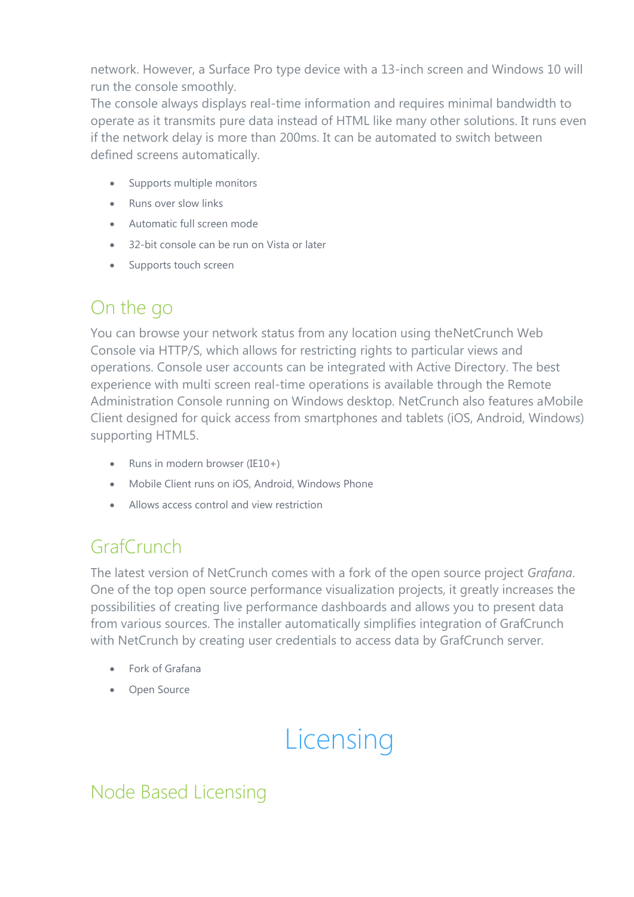network. However, a Surface Pro type device with a 13-inch screen and Windows 10 will run the console smoothly.
The console always displays real-time information and requires minimal bandwidth to operate as it transmits pure data instead of HTML like many other solutions. It runs even if the network delay is more than 200ms. It can be automated to switch between defined screens automatically.

- Supports multiple monitors
- Runs over slow links
- Automatic full screen mode
- 32-bit console can be run on Vista or later
- Supports touch screen

## On the go

You can browse your network status from any location using theNetCrunch Web Console via HTTP/S, which allows for restricting rights to particular views and operations. Console user accounts can be integrated with Active Directory. The best experience with multi screen real-time operations is available through the Remote Administration Console running on Windows desktop. NetCrunch also features aMobile Client designed for quick access from smartphones and tablets (iOS, Android, Windows) supporting HTML5.

- Runs in modern browser (IE10+)
- Mobile Client runs on iOS, Android, Windows Phone
- Allows access control and view restriction

## GrafCrunch

The latest version of NetCrunch comes with a fork of the open source project *Grafana*. One of the top open source performance visualization projects, it greatly increases the possibilities of creating live performance dashboards and allows you to present data from various sources. The installer automatically simplifies integration of GrafCrunch with NetCrunch by creating user credentials to access data by GrafCrunch server.

- Fork of Grafana
- Open Source

# Licensing

## Node Based Licensing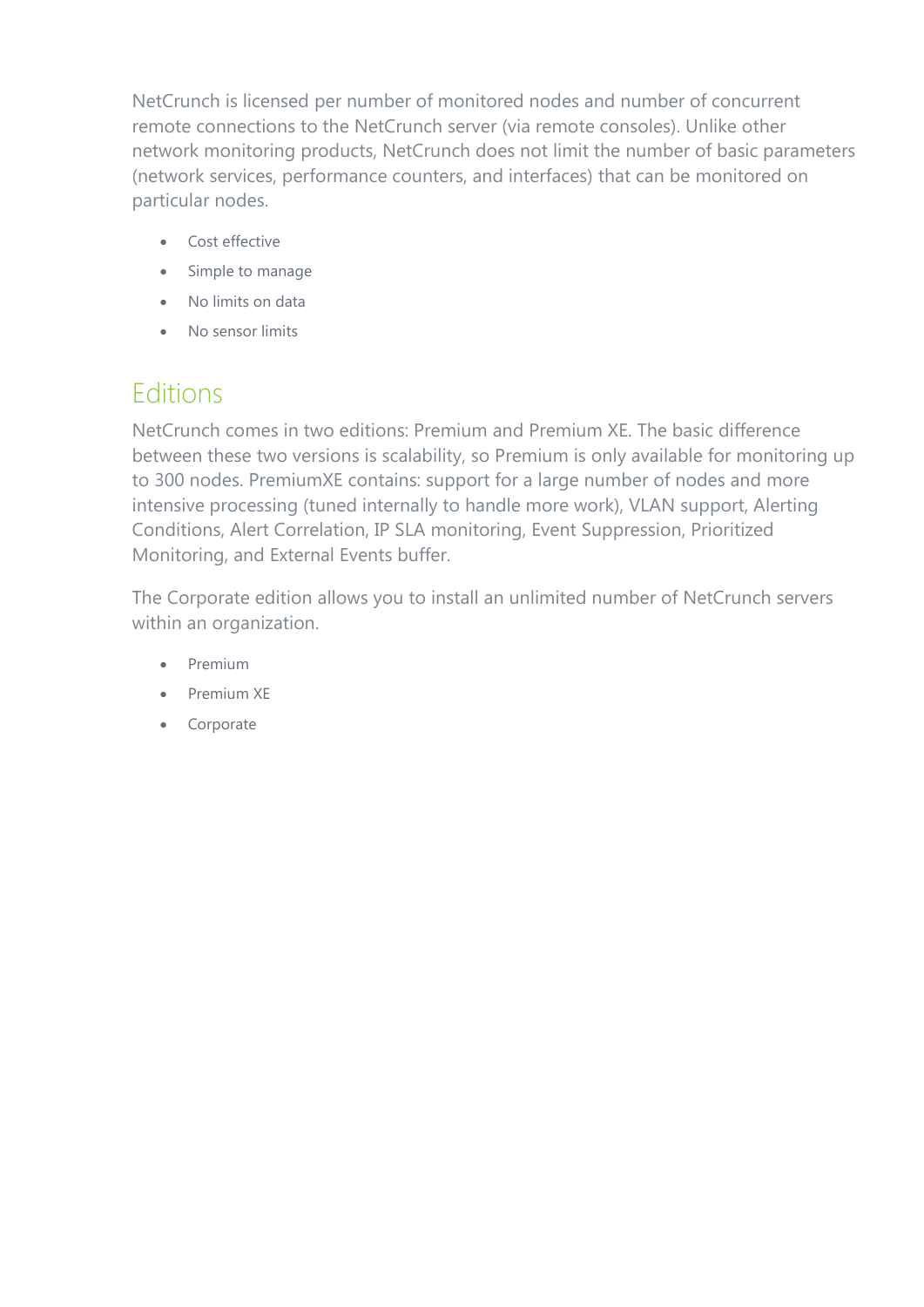NetCrunch is licensed per number of monitored nodes and number of concurrent remote connections to the NetCrunch server (via remote consoles). Unlike other network monitoring products, NetCrunch does not limit the number of basic parameters (network services, performance counters, and interfaces) that can be monitored on particular nodes.

- Cost effective
- Simple to manage
- No limits on data
- No sensor limits

## Editions

NetCrunch comes in two editions: Premium and Premium XE. The basic difference between these two versions is scalability, so Premium is only available for monitoring up to 300 nodes. PremiumXE contains: support for a large number of nodes and more intensive processing (tuned internally to handle more work), VLAN support, Alerting Conditions, Alert Correlation, IP SLA monitoring, Event Suppression, Prioritized Monitoring, and External Events buffer.

The Corporate edition allows you to install an unlimited number of NetCrunch servers within an organization.

- Premium
- Premium XE
- Corporate